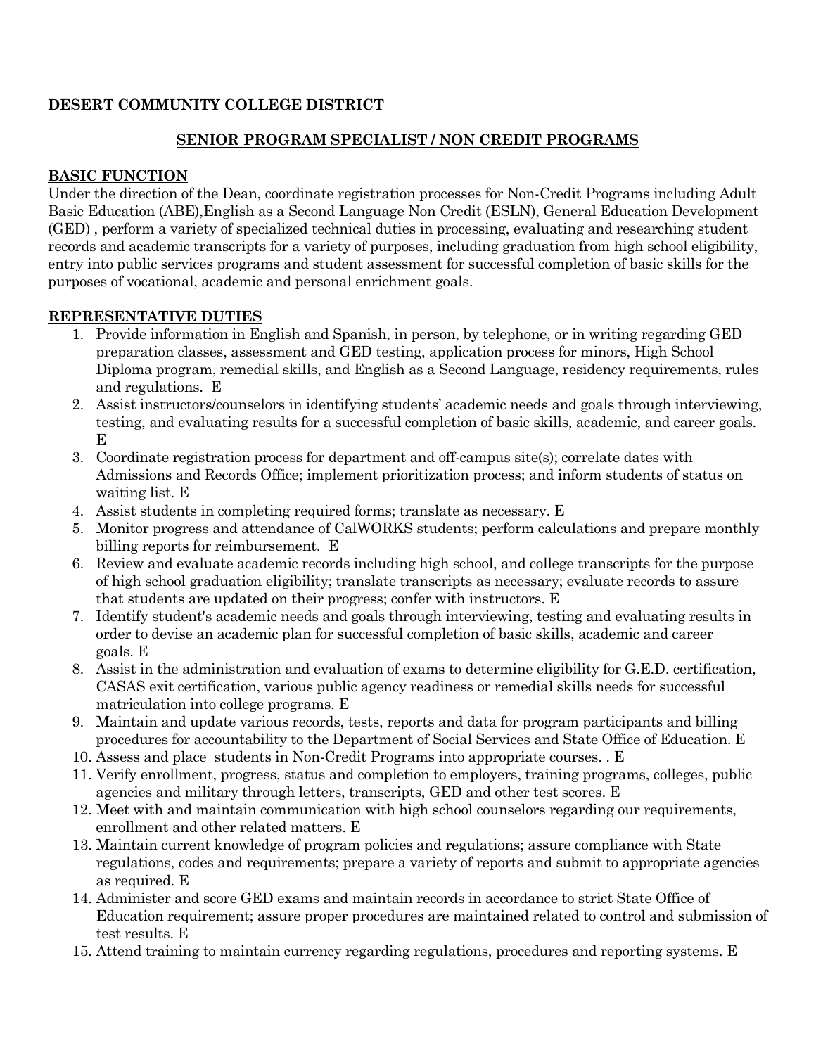**DESERT COMMUNITY COLLEGE DISTRICT**

## SENIOR PROGRAM SPECIALIST / NON CREDIT PROGRAMS

### BASIC FUNCTION

Under the direction of the Dean, coordinate registration processes for Non-Credit Programs including Adult Basic Education (ABE),English as a Second Language Non Credit (ESLN), General Education Development (GED) , perform a variety of specialized technical duties in processing, evaluating and researching student records and academic transcripts for a variety of purposes, including graduation from high school eligibility, entry into public services programs and student assessment for successful completion of basic skills for the purposes of vocational, academic and personal enrichment goals.

### REPRESENTATIVE DUTIES

1. Provide information in English and Spanish, in person, by telephone, or in writing regarding GED preparation classes, assessment and GED testing, application process for minors, High School Diploma program, remedial skills, and English as a Second Language, residency requirements, rules and regulations. E
2. Assist instructors/counselors in identifying students' academic needs and goals through interviewing, testing, and evaluating results for a successful completion of basic skills, academic, and career goals. E
3. Coordinate registration process for department and off-campus site(s); correlate dates with Admissions and Records Office; implement prioritization process; and inform students of status on waiting list. E
4. Assist students in completing required forms; translate as necessary. E
5. Monitor progress and attendance of CalWORKS students; perform calculations and prepare monthly billing reports for reimbursement. E
6. Review and evaluate academic records including high school, and college transcripts for the purpose of high school graduation eligibility; translate transcripts as necessary; evaluate records to assure that students are updated on their progress; confer with instructors. E
7. Identify student's academic needs and goals through interviewing, testing and evaluating results in order to devise an academic plan for successful completion of basic skills, academic and career goals. E
8. Assist in the administration and evaluation of exams to determine eligibility for G.E.D. certification, CASAS exit certification, various public agency readiness or remedial skills needs for successful matriculation into college programs. E
9. Maintain and update various records, tests, reports and data for program participants and billing procedures for accountability to the Department of Social Services and State Office of Education. E
10. Assess and place students in Non-Credit Programs into appropriate courses. . E
11. Verify enrollment, progress, status and completion to employers, training programs, colleges, public agencies and military through letters, transcripts, GED and other test scores. E
12. Meet with and maintain communication with high school counselors regarding our requirements, enrollment and other related matters. E
13. Maintain current knowledge of program policies and regulations; assure compliance with State regulations, codes and requirements; prepare a variety of reports and submit to appropriate agencies as required. E
14. Administer and score GED exams and maintain records in accordance to strict State Office of Education requirement; assure proper procedures are maintained related to control and submission of test results. E
15. Attend training to maintain currency regarding regulations, procedures and reporting systems. E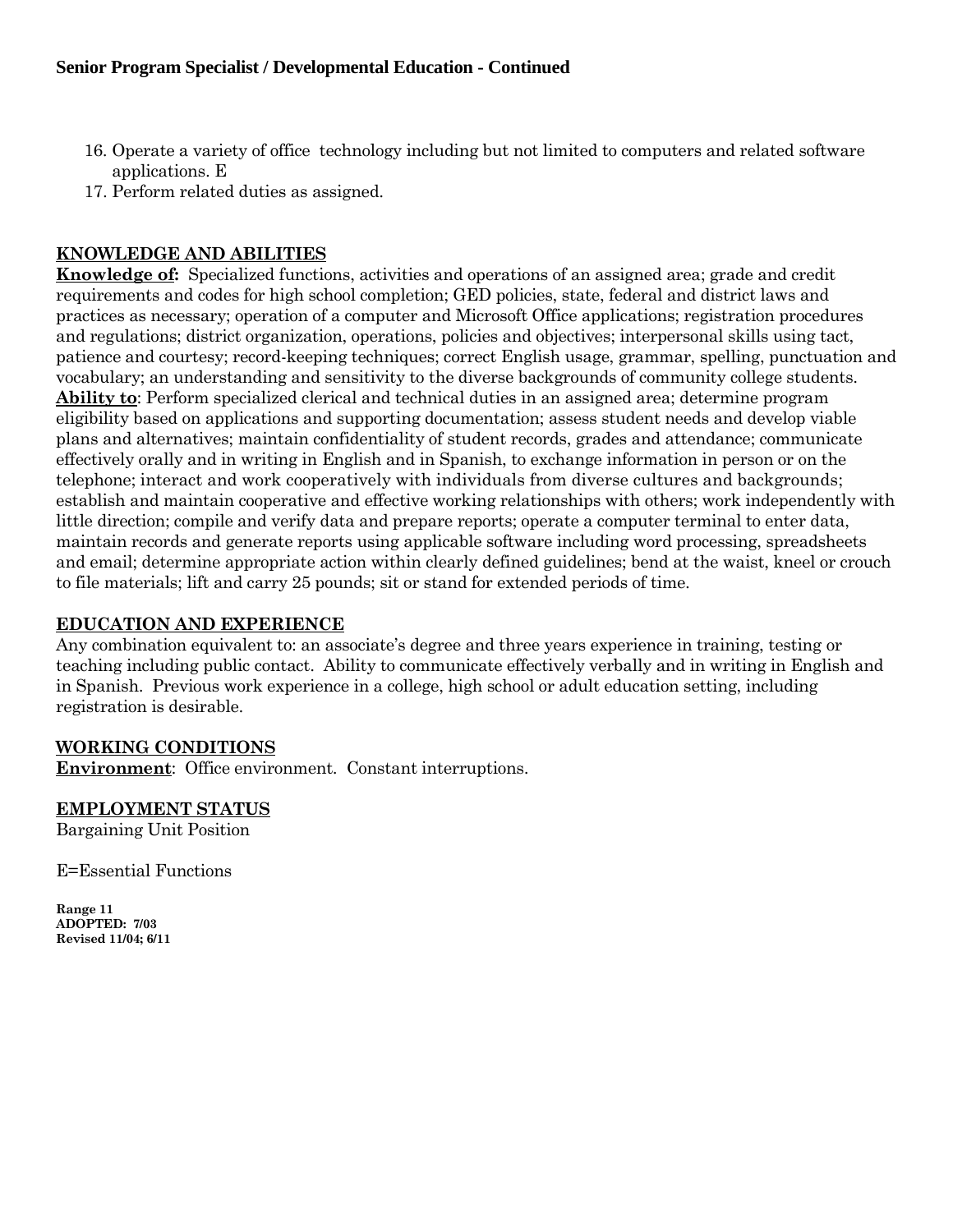16. Operate a variety of office technology including but not limited to computers and related software applications. E
17. Perform related duties as assigned.

## KNOWLEDGE AND ABILITIES

**Knowledge of:** Specialized functions, activities and operations of an assigned area; grade and credit requirements and codes for high school completion; GED policies, state, federal and district laws and practices as necessary; operation of a computer and Microsoft Office applications; registration procedures and regulations; district organization, operations, policies and objectives; interpersonal skills using tact, patience and courtesy; record-keeping techniques; correct English usage, grammar, spelling, punctuation and vocabulary; an understanding and sensitivity to the diverse backgrounds of community college students.

**Ability to**: Perform specialized clerical and technical duties in an assigned area; determine program eligibility based on applications and supporting documentation; assess student needs and develop viable plans and alternatives; maintain confidentiality of student records, grades and attendance; communicate effectively orally and in writing in English and in Spanish, to exchange information in person or on the telephone; interact and work cooperatively with individuals from diverse cultures and backgrounds; establish and maintain cooperative and effective working relationships with others; work independently with little direction; compile and verify data and prepare reports; operate a computer terminal to enter data, maintain records and generate reports using applicable software including word processing, spreadsheets and email; determine appropriate action within clearly defined guidelines; bend at the waist, kneel or crouch to file materials; lift and carry 25 pounds; sit or stand for extended periods of time.

## EDUCATION AND EXPERIENCE

Any combination equivalent to: an associate's degree and three years experience in training, testing or teaching including public contact. Ability to communicate effectively verbally and in writing in English and in Spanish. Previous work experience in a college, high school or adult education setting, including registration is desirable.

## WORKING CONDITIONS

**Environment**: Office environment. Constant interruptions.

## EMPLOYMENT STATUS

Bargaining Unit Position

E=Essential Functions

**Range 11**
**ADOPTED: 7/03**
**Revised 11/04; 6/11**